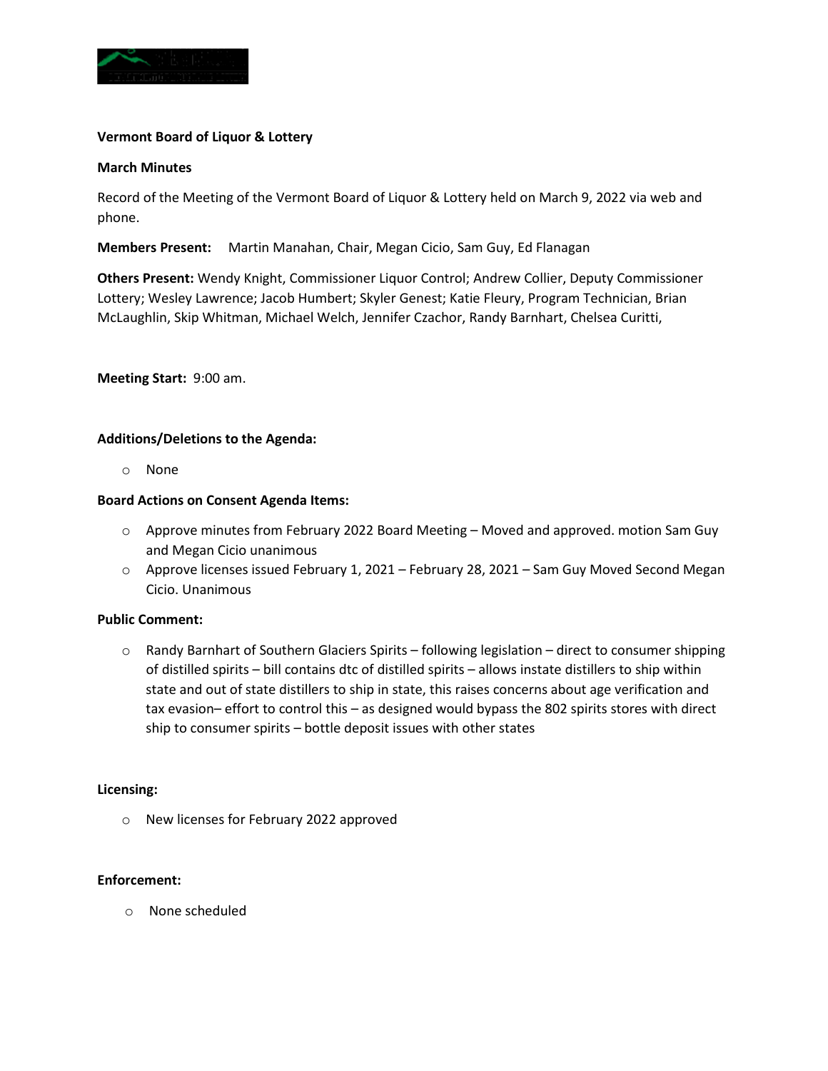**Vermont Board of Liquor & Lottery**

**March Minutes**

Record of the Meeting of the Vermont Board of Liquor & Lottery held on March 9, 2022 via web and phone.

**Members Present:** Martin Manahan, Chair, Megan Cicio, Sam Guy, Ed Flanagan

**Others Present:** Wendy Knight, Commissioner Liquor Control; Andrew Collier, Deputy Commissioner Lottery; Wesley Lawrence; Jacob Humbert; Skyler Genest; Katie Fleury, Program Technician, Brian McLaughlin, Skip Whitman, Michael Welch, Jennifer Czachor, Randy Barnhart, Chelsea Curitti,

**Meeting Start:** 9:00 am.

**Additions/Deletions to the Agenda:**

- None

**Board Actions on Consent Agenda Items:**

- Approve minutes from February 2022 Board Meeting – Moved and approved. motion Sam Guy and Megan Cicio unanimous
- Approve licenses issued February 1, 2021 – February 28, 2021 – Sam Guy Moved Second Megan Cicio. Unanimous

**Public Comment:**

- Randy Barnhart of Southern Glaciers Spirits – following legislation – direct to consumer shipping of distilled spirits – bill contains dtc of distilled spirits – allows instate distillers to ship within state and out of state distillers to ship in state, this raises concerns about age verification and tax evasion– effort to control this – as designed would bypass the 802 spirits stores with direct ship to consumer spirits – bottle deposit issues with other states

**Licensing:**

- New licenses for February 2022 approved

**Enforcement:**

- None scheduled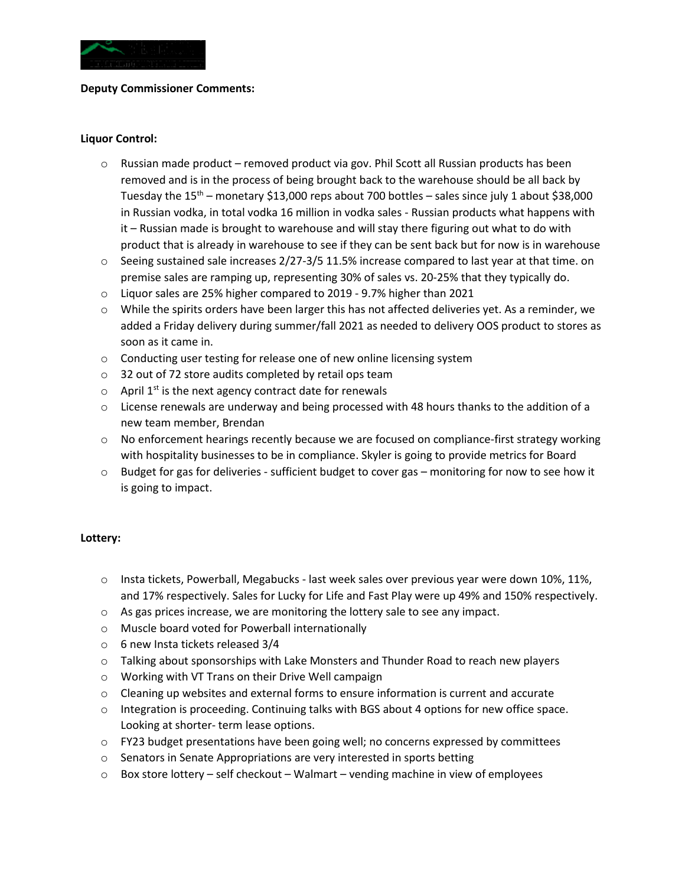**Deputy Commissioner Comments:**

**Liquor Control:**

- Russian made product – removed product via gov. Phil Scott all Russian products has been removed and is in the process of being brought back to the warehouse should be all back by Tuesday the 15th – monetary $13,000 reps about 700 bottles – sales since july 1 about $38,000 in Russian vodka, in total vodka 16 million in vodka sales - Russian products what happens with it – Russian made is brought to warehouse and will stay there figuring out what to do with product that is already in warehouse to see if they can be sent back but for now is in warehouse
- Seeing sustained sale increases 2/27-3/5 11.5% increase compared to last year at that time. on premise sales are ramping up, representing 30% of sales vs. 20-25% that they typically do.
- Liquor sales are 25% higher compared to 2019 - 9.7% higher than 2021
- While the spirits orders have been larger this has not affected deliveries yet. As a reminder, we added a Friday delivery during summer/fall 2021 as needed to delivery OOS product to stores as soon as it came in.
- Conducting user testing for release one of new online licensing system
- 32 out of 72 store audits completed by retail ops team
- April 1st is the next agency contract date for renewals
- License renewals are underway and being processed with 48 hours thanks to the addition of a new team member, Brendan
- No enforcement hearings recently because we are focused on compliance-first strategy working with hospitality businesses to be in compliance. Skyler is going to provide metrics for Board
- Budget for gas for deliveries - sufficient budget to cover gas – monitoring for now to see how it is going to impact.

**Lottery:**

- Insta tickets, Powerball, Megabucks - last week sales over previous year were down 10%, 11%, and 17% respectively. Sales for Lucky for Life and Fast Play were up 49% and 150% respectively.
- As gas prices increase, we are monitoring the lottery sale to see any impact.
- Muscle board voted for Powerball internationally
- 6 new Insta tickets released 3/4
- Talking about sponsorships with Lake Monsters and Thunder Road to reach new players
- Working with VT Trans on their Drive Well campaign
- Cleaning up websites and external forms to ensure information is current and accurate
- Integration is proceeding. Continuing talks with BGS about 4 options for new office space. Looking at shorter- term lease options.
- FY23 budget presentations have been going well; no concerns expressed by committees
- Senators in Senate Appropriations are very interested in sports betting
- Box store lottery – self checkout – Walmart – vending machine in view of employees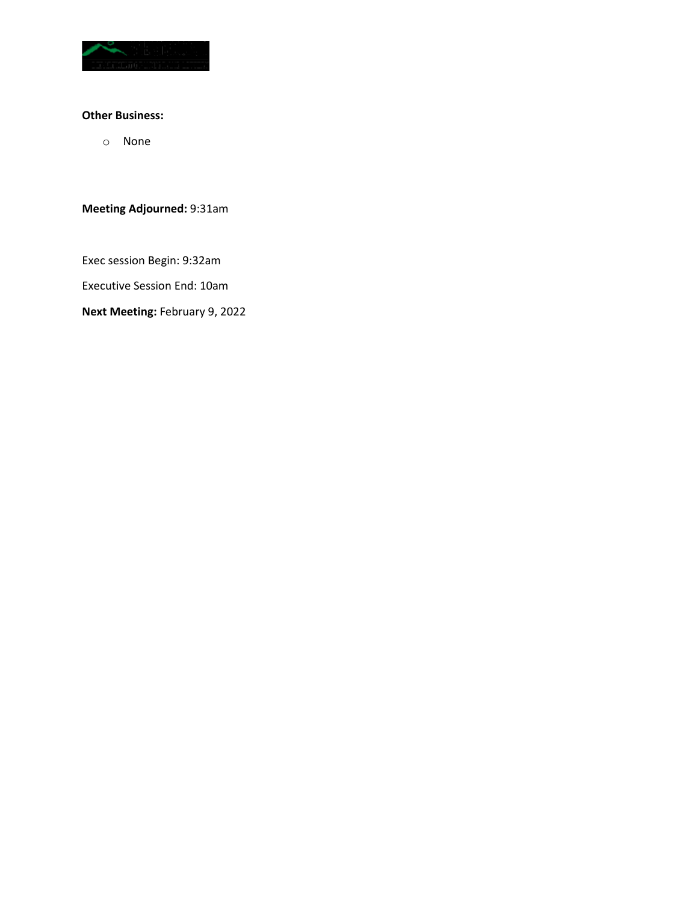**Other Business:**

- None

**Meeting Adjourned:** 9:31am

Exec session Begin: 9:32am

Executive Session End: 10am

**Next Meeting:** February 9, 2022